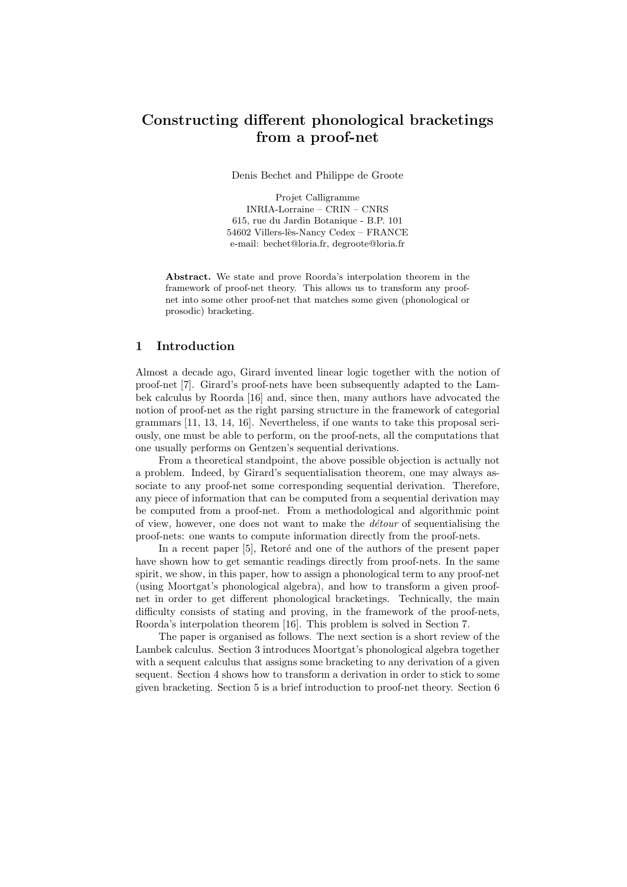# Constructing different phonological bracketings from a proof-net

Denis Bechet and Philippe de Groote

Projet Calligramme
INRIA-Lorraine – CRIN – CNRS
615, rue du Jardin Botanique - B.P. 101
54602 Villers-lès-Nancy Cedex – FRANCE
e-mail: bechet@loria.fr, degroote@loria.fr

**Abstract.** We state and prove Roorda's interpolation theorem in the framework of proof-net theory. This allows us to transform any proof-net into some other proof-net that matches some given (phonological or prosodic) bracketing.

## 1 Introduction

Almost a decade ago, Girard invented linear logic together with the notion of proof-net [7]. Girard's proof-nets have been subsequently adapted to the Lambek calculus by Roorda [16] and, since then, many authors have advocated the notion of proof-net as the right parsing structure in the framework of categorial grammars [11, 13, 14, 16]. Nevertheless, if one wants to take this proposal seriously, one must be able to perform, on the proof-nets, all the computations that one usually performs on Gentzen's sequential derivations.

From a theoretical standpoint, the above possible objection is actually not a problem. Indeed, by Girard's sequentialisation theorem, one may always associate to any proof-net some corresponding sequential derivation. Therefore, any piece of information that can be computed from a sequential derivation may be computed from a proof-net. From a methodological and algorithmic point of view, however, one does not want to make the *détour* of sequentialising the proof-nets: one wants to compute information directly from the proof-nets.

In a recent paper [5], Retoré and one of the authors of the present paper have shown how to get semantic readings directly from proof-nets. In the same spirit, we show, in this paper, how to assign a phonological term to any proof-net (using Moortgat's phonological algebra), and how to transform a given proof-net in order to get different phonological bracketings. Technically, the main difficulty consists of stating and proving, in the framework of the proof-nets, Roorda's interpolation theorem [16]. This problem is solved in Section 7.

The paper is organised as follows. The next section is a short review of the Lambek calculus. Section 3 introduces Moortgat's phonological algebra together with a sequent calculus that assigns some bracketing to any derivation of a given sequent. Section 4 shows how to transform a derivation in order to stick to some given bracketing. Section 5 is a brief introduction to proof-net theory. Section 6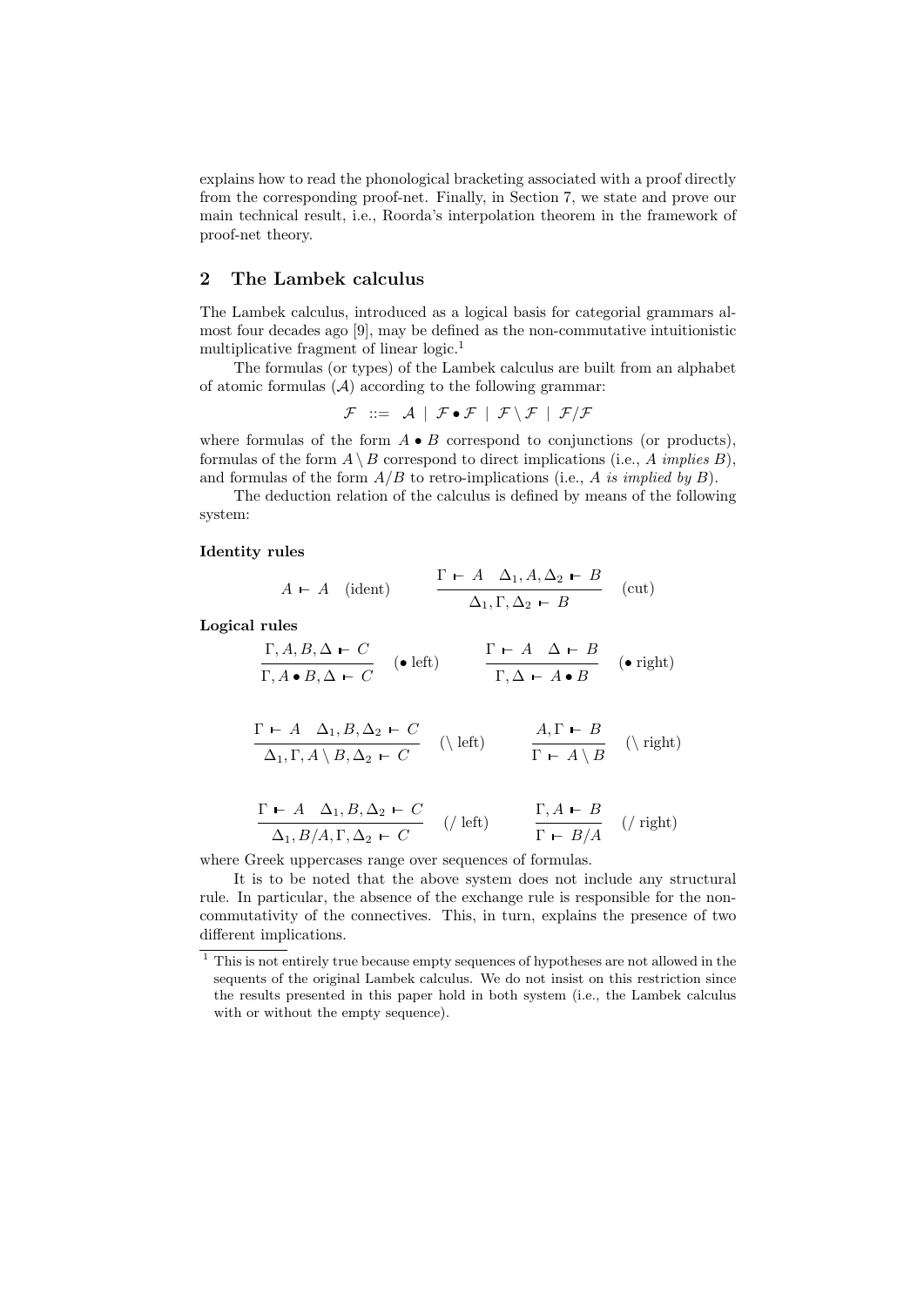explains how to read the phonological bracketing associated with a proof directly from the corresponding proof-net. Finally, in Section 7, we state and prove our main technical result, i.e., Roorda's interpolation theorem in the framework of proof-net theory.

## 2 The Lambek calculus

The Lambek calculus, introduced as a logical basis for categorial grammars almost four decades ago [9], may be defined as the non-commutative intuitionistic multiplicative fragment of linear logic.[1]

The formulas (or types) of the Lambek calculus are built from an alphabet of atomic formulas ($\mathcal{A}$) according to the following grammar:

$$\mathcal{F} \ ::= \ \mathcal{A} \mid \mathcal{F} \bullet \mathcal{F} \mid \mathcal{F} \setminus \mathcal{F} \mid \mathcal{F} / \mathcal{F}$$

where formulas of the form $A \bullet B$ correspond to conjunctions (or products), formulas of the form $A \setminus B$ correspond to direct implications (i.e., $A$ *implies* $B$), and formulas of the form $A/B$ to retro-implications (i.e., $A$ *is implied by* $B$).

The deduction relation of the calculus is defined by means of the following system:

**Identity rules**

$$A \vdash A \quad (\text{ident}) \qquad\qquad \frac{\Gamma \vdash A \quad \Delta_1, A, \Delta_2 \vdash B}{\Delta_1, \Gamma, \Delta_2 \vdash B} \quad (\text{cut})$$

**Logical rules**

$$\frac{\Gamma, A, B, \Delta \vdash C}{\Gamma, A \bullet B, \Delta \vdash C} \quad (\bullet \text{ left}) \qquad\qquad \frac{\Gamma \vdash A \quad \Delta \vdash B}{\Gamma, \Delta \vdash A \bullet B} \quad (\bullet \text{ right})$$

$$\frac{\Gamma \vdash A \quad \Delta_1, B, \Delta_2 \vdash C}{\Delta_1, \Gamma, A \setminus B, \Delta_2 \vdash C} \quad (\setminus \text{ left}) \qquad\qquad \frac{A, \Gamma \vdash B}{\Gamma \vdash A \setminus B} \quad (\setminus \text{ right})$$

$$\frac{\Gamma \vdash A \quad \Delta_1, B, \Delta_2 \vdash C}{\Delta_1, B/A, \Gamma, \Delta_2 \vdash C} \quad (/ \text{ left}) \qquad\qquad \frac{\Gamma, A \vdash B}{\Gamma \vdash B/A} \quad (/ \text{ right})$$

where Greek uppercases range over sequences of formulas.

It is to be noted that the above system does not include any structural rule. In particular, the absence of the exchange rule is responsible for the non-commutativity of the connectives. This, in turn, explains the presence of two different implications.

[1] This is not entirely true because empty sequences of hypotheses are not allowed in the sequents of the original Lambek calculus. We do not insist on this restriction since the results presented in this paper hold in both system (i.e., the Lambek calculus with or without the empty sequence).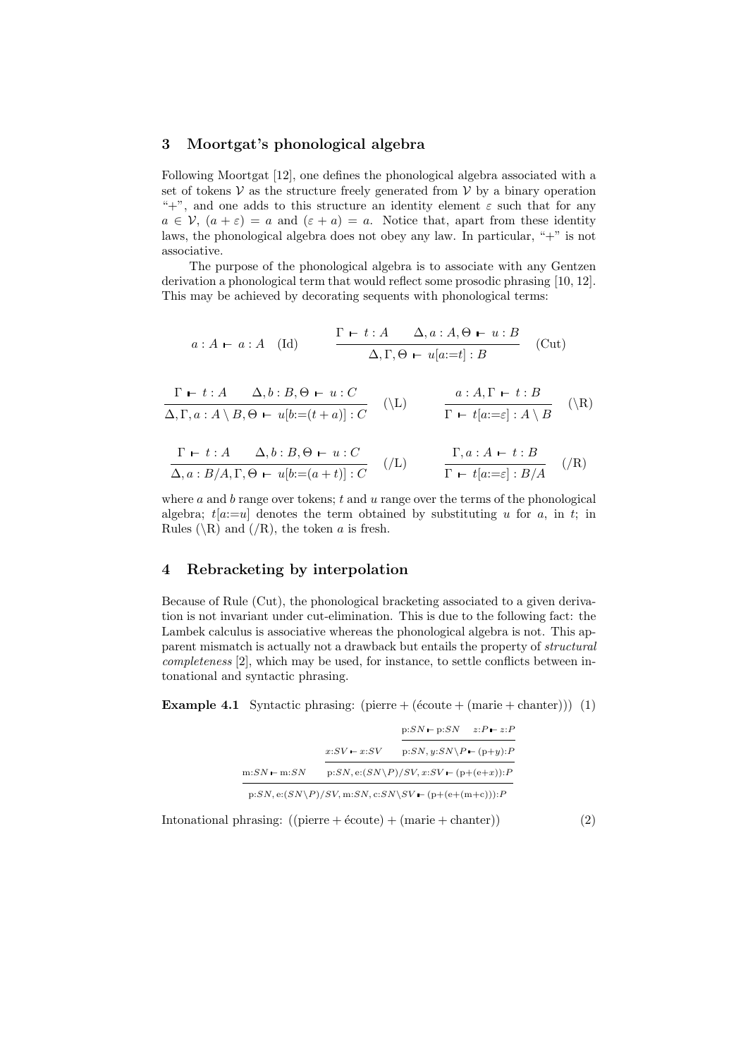## 3 Moortgat's phonological algebra

Following Moortgat [12], one defines the phonological algebra associated with a set of tokens $\mathcal{V}$ as the structure freely generated from $\mathcal{V}$ by a binary operation "+", and one adds to this structure an identity element $\varepsilon$ such that for any $a \in \mathcal{V}$, $(a + \varepsilon) = a$ and $(\varepsilon + a) = a$. Notice that, apart from these identity laws, the phonological algebra does not obey any law. In particular, "+" is not associative.

The purpose of the phonological algebra is to associate with any Gentzen derivation a phonological term that would reflect some prosodic phrasing [10, 12]. This may be achieved by decorating sequents with phonological terms:

$$a : A \vdash a : A \quad \text{(Id)} \qquad \frac{\Gamma \vdash t : A \qquad \Delta, a : A, \Theta \vdash u : B}{\Delta, \Gamma, \Theta \vdash u[a{:=}t] : B} \quad \text{(Cut)}$$

$$\frac{\Gamma \vdash t : A \qquad \Delta, b : B, \Theta \vdash u : C}{\Delta, \Gamma, a : A \setminus B, \Theta \vdash u[b{:=}(t + a)] : C} \quad (\setminus\text{L}) \qquad \frac{a : A, \Gamma \vdash t : B}{\Gamma \vdash t[a{:=}\varepsilon] : A \setminus B} \quad (\setminus\text{R})$$

$$\frac{\Gamma \vdash t : A \qquad \Delta, b : B, \Theta \vdash u : C}{\Delta, a : B/A, \Gamma, \Theta \vdash u[b{:=}(a + t)] : C} \quad (/\text{L}) \qquad \frac{\Gamma, a : A \vdash t : B}{\Gamma \vdash t[a{:=}\varepsilon] : B/A} \quad (/\text{R})$$

where $a$ and $b$ range over tokens; $t$ and $u$ range over the terms of the phonological algebra; $t[a{:=}u]$ denotes the term obtained by substituting $u$ for $a$, in $t$; in Rules ($\setminus$R) and (/R), the token $a$ is fresh.

## 4 Rebracketing by interpolation

Because of Rule (Cut), the phonological bracketing associated to a given derivation is not invariant under cut-elimination. This is due to the following fact: the Lambek calculus is associative whereas the phonological algebra is not. This apparent mismatch is actually not a drawback but entails the property of *structural completeness* [2], which may be used, for instance, to settle conflicts between intonational and syntactic phrasing.

**Example 4.1** Syntactic phrasing: $(\text{pierre} + (\text{écoute} + (\text{marie} + \text{chanter})))$ (1)

$$\dfrac{\text{m}{:}SN \vdash \text{m}{:}SN \qquad \dfrac{x{:}SV \vdash x{:}SV \qquad \dfrac{\text{p}{:}SN \vdash \text{p}{:}SN \qquad z{:}P \vdash z{:}P}{\text{p}{:}SN, y{:}SN\setminus P \vdash (\text{p}{+}y){:}P}}{\text{p}{:}SN, \text{e}{:}(SN\setminus P)/SV, x{:}SV \vdash (\text{p}{+}(\text{e}{+}x)){:}P}}{\text{p}{:}SN, \text{e}{:}(SN\setminus P)/SV, \text{m}{:}SN, \text{c}{:}SN\setminus SV \vdash (\text{p}{+}(\text{e}{+}(\text{m}{+}\text{c}))){:}P}$$

Intonational phrasing: $((\text{pierre} + \text{écoute}) + (\text{marie} + \text{chanter}))$ (2)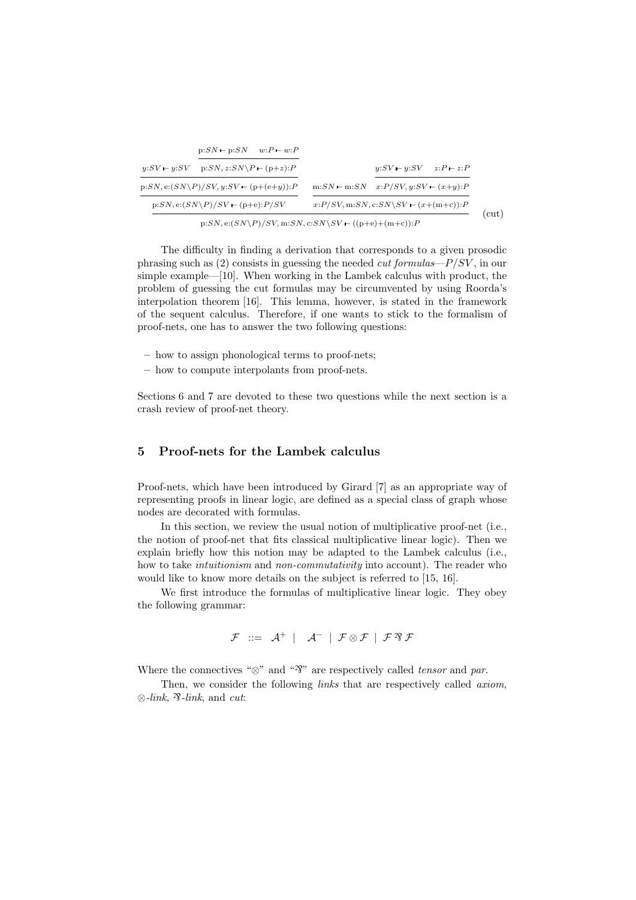$$
\dfrac{
\dfrac{
\dfrac{y{:}SV \vdash y{:}SV \quad \dfrac{\mathrm{p}{:}SN \vdash \mathrm{p}{:}SN \quad w{:}P \vdash w{:}P}{\mathrm{p}{:}SN, z{:}SN\backslash P \vdash (\mathrm{p}{+}z){:}P}}{\mathrm{p}{:}SN, \mathrm{e}{:}(SN\backslash P)/SV, y{:}SV \vdash (\mathrm{p}{+}(\mathrm{e}{+}y)){:}P}
}{\mathrm{p}{:}SN, \mathrm{e}{:}(SN\backslash P)/SV \vdash (\mathrm{p}{+}\mathrm{e}){:}P/SV}
\quad
\dfrac{\mathrm{m}{:}SN \vdash \mathrm{m}{:}SN \quad \dfrac{y{:}SV \vdash y{:}SV \quad z{:}P \vdash z{:}P}{x{:}P/SV, y{:}SV \vdash (x{+}y){:}P}}{x{:}P/SV, \mathrm{m}{:}SN, \mathrm{c}{:}SN\backslash SV \vdash (x{+}(\mathrm{m}{+}\mathrm{c})){:}P}
}{\mathrm{p}{:}SN, \mathrm{e}{:}(SN\backslash P)/SV, \mathrm{m}{:}SN, \mathrm{c}{:}SN\backslash SV \vdash ((\mathrm{p}{+}\mathrm{e}){+}(\mathrm{m}{+}\mathrm{c})){:}P}\ (\mathrm{cut})
$$

The difficulty in finding a derivation that corresponds to a given prosodic phrasing such as (2) consists in guessing the needed *cut formulas*—$P/SV$, in our simple example—[10]. When working in the Lambek calculus with product, the problem of guessing the cut formulas may be circumvented by using Roorda's interpolation theorem [16]. This lemma, however, is stated in the framework of the sequent calculus. Therefore, if one wants to stick to the formalism of proof-nets, one has to answer the two following questions:

– how to assign phonological terms to proof-nets;
– how to compute interpolants from proof-nets.

Sections 6 and 7 are devoted to these two questions while the next section is a crash review of proof-net theory.

## 5 Proof-nets for the Lambek calculus

Proof-nets, which have been introduced by Girard [7] as an appropriate way of representing proofs in linear logic, are defined as a special class of graph whose nodes are decorated with formulas.

In this section, we review the usual notion of multiplicative proof-net (i.e., the notion of proof-net that fits classical multiplicative linear logic). Then we explain briefly how this notion may be adapted to the Lambek calculus (i.e., how to take *intuitionism* and *non-commutativity* into account). The reader who would like to know more details on the subject is referred to [15, 16].

We first introduce the formulas of multiplicative linear logic. They obey the following grammar:

$$\mathcal{F} \ ::= \ \mathcal{A}^+ \ | \ \ \mathcal{A}^- \ | \ \mathcal{F} \otimes \mathcal{F} \ | \ \mathcal{F} \parr \mathcal{F}$$

Where the connectives "$\otimes$" and "$\parr$" are respectively called *tensor* and *par*.

Then, we consider the following *links* that are respectively called *axiom*, $\otimes$*-link*, $\parr$*-link*, and *cut*: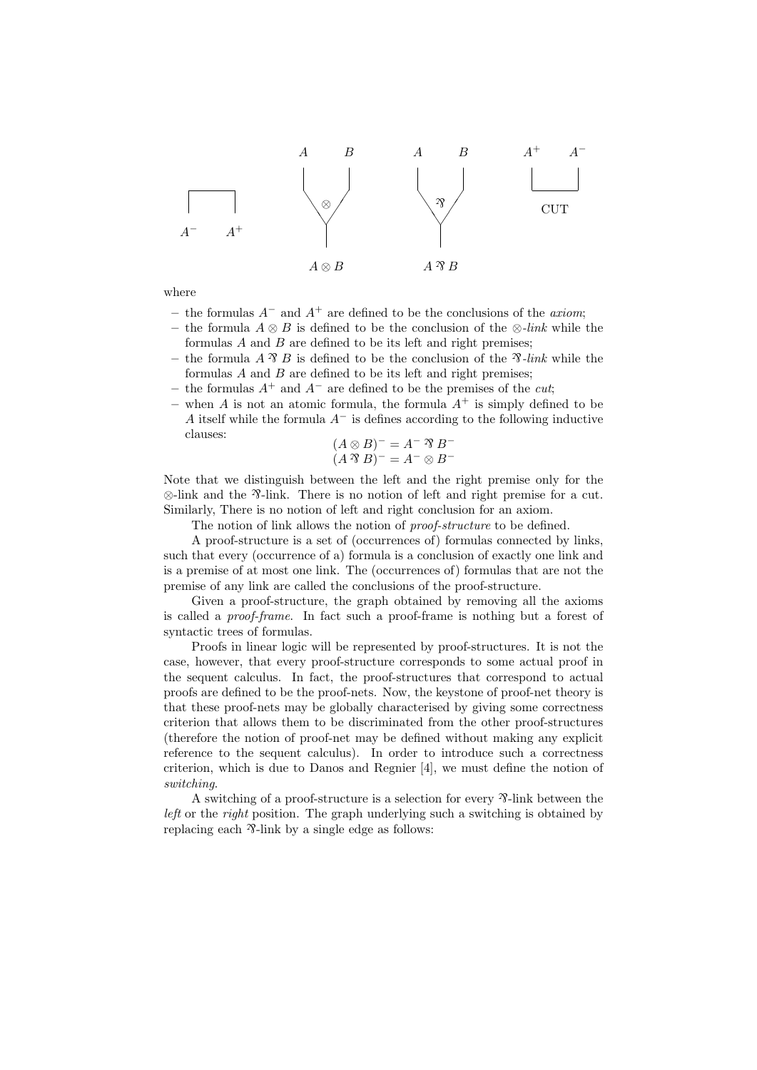$A^-$ $A^+$

$A$ $B$ $\otimes$ $A \otimes B$

$A$ $B$ $⅋$ $A ⅋ B$

$A^+$ $A^-$ CUT

where

- the formulas $A^-$ and $A^+$ are defined to be the conclusions of the *axiom*;
- the formula $A \otimes B$ is defined to be the conclusion of the $\otimes$-*link* while the formulas $A$ and $B$ are defined to be its left and right premises;
- the formula $A ⅋ B$ is defined to be the conclusion of the $⅋$-*link* while the formulas $A$ and $B$ are defined to be its left and right premises;
- the formulas $A^+$ and $A^-$ are defined to be the premises of the *cut*;
- when $A$ is not an atomic formula, the formula $A^+$ is simply defined to be $A$ itself while the formula $A^-$ is defines according to the following inductive clauses:

$$(A \otimes B)^- = A^- ⅋ B^-$$
$$(A ⅋ B)^- = A^- \otimes B^-$$

Note that we distinguish between the left and the right premise only for the $\otimes$-link and the $⅋$-link. There is no notion of left and right premise for a cut. Similarly, There is no notion of left and right conclusion for an axiom.

The notion of link allows the notion of *proof-structure* to be defined.

A proof-structure is a set of (occurrences of) formulas connected by links, such that every (occurrence of a) formula is a conclusion of exactly one link and is a premise of at most one link. The (occurrences of) formulas that are not the premise of any link are called the conclusions of the proof-structure.

Given a proof-structure, the graph obtained by removing all the axioms is called a *proof-frame*. In fact such a proof-frame is nothing but a forest of syntactic trees of formulas.

Proofs in linear logic will be represented by proof-structures. It is not the case, however, that every proof-structure corresponds to some actual proof in the sequent calculus. In fact, the proof-structures that correspond to actual proofs are defined to be the proof-nets. Now, the keystone of proof-net theory is that these proof-nets may be globally characterised by giving some correctness criterion that allows them to be discriminated from the other proof-structures (therefore the notion of proof-net may be defined without making any explicit reference to the sequent calculus). In order to introduce such a correctness criterion, which is due to Danos and Regnier [4], we must define the notion of *switching*.

A switching of a proof-structure is a selection for every $⅋$-link between the *left* or the *right* position. The graph underlying such a switching is obtained by replacing each $⅋$-link by a single edge as follows: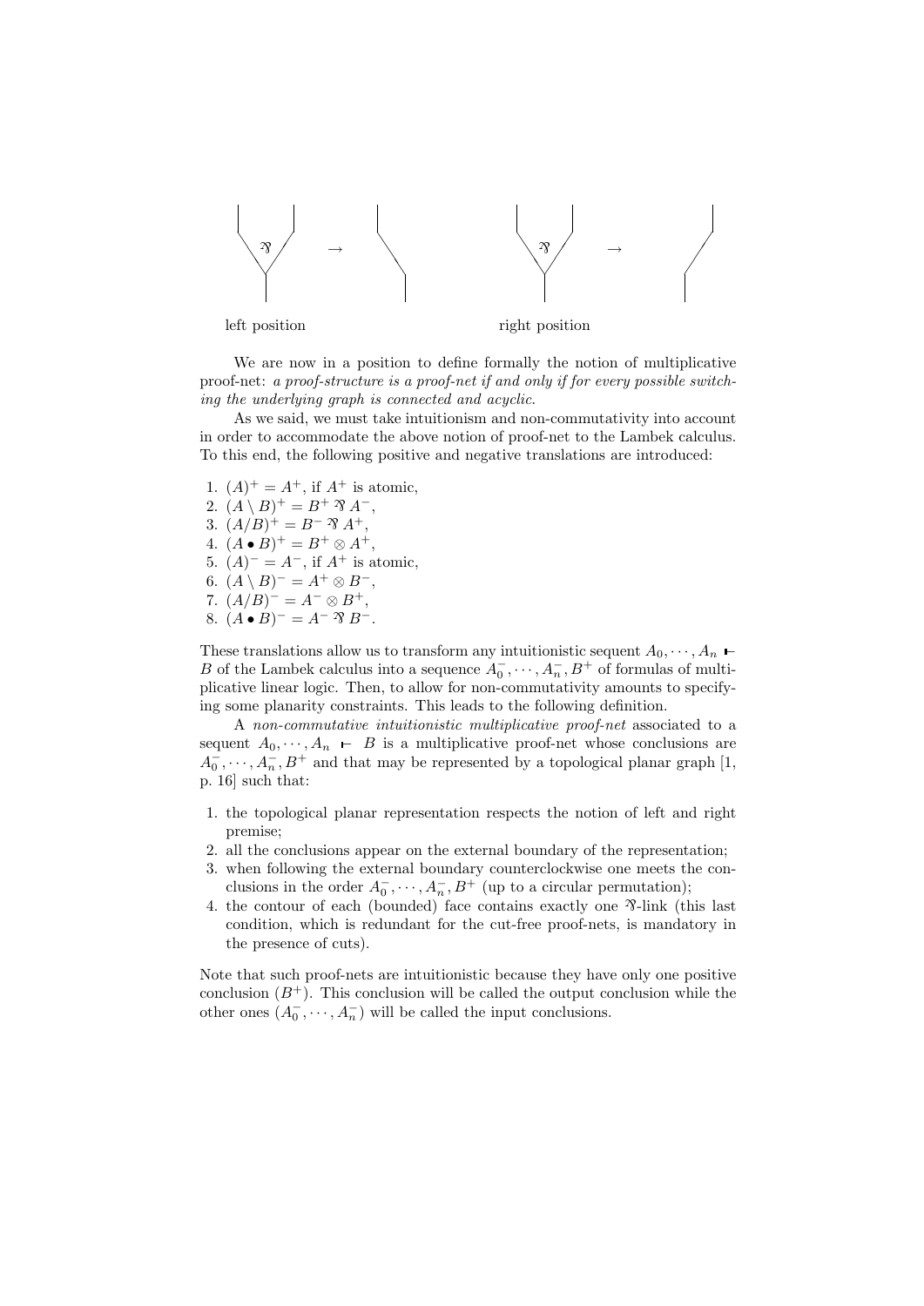left position right position

We are now in a position to define formally the notion of multiplicative proof-net: *a proof-structure is a proof-net if and only if for every possible switching the underlying graph is connected and acyclic.*

As we said, we must take intuitionism and non-commutativity into account in order to accommodate the above notion of proof-net to the Lambek calculus. To this end, the following positive and negative translations are introduced:

1. $(A)^+ = A^+$, if $A^+$ is atomic,
2. $(A \setminus B)^+ = B^+ \parr A^-$,
3. $(A/B)^+ = B^- \parr A^+$,
4. $(A \bullet B)^+ = B^+ \otimes A^+$,
5. $(A)^- = A^-$, if $A^+$ is atomic,
6. $(A \setminus B)^- = A^+ \otimes B^-$,
7. $(A/B)^- = A^- \otimes B^+$,
8. $(A \bullet B)^- = A^- \parr B^-$.

These translations allow us to transform any intuitionistic sequent $A_0, \cdots, A_n \vdash B$ of the Lambek calculus into a sequence $A_0^-, \cdots, A_n^-, B^+$ of formulas of multiplicative linear logic. Then, to allow for non-commutativity amounts to specifying some planarity constraints. This leads to the following definition.

A *non-commutative intuitionistic multiplicative proof-net* associated to a sequent $A_0, \cdots, A_n \vdash B$ is a multiplicative proof-net whose conclusions are $A_0^-, \cdots, A_n^-, B^+$ and that may be represented by a topological planar graph [1, p. 16] such that:

1. the topological planar representation respects the notion of left and right premise;
2. all the conclusions appear on the external boundary of the representation;
3. when following the external boundary counterclockwise one meets the conclusions in the order $A_0^-, \cdots, A_n^-, B^+$ (up to a circular permutation);
4. the contour of each (bounded) face contains exactly one $\parr$-link (this last condition, which is redundant for the cut-free proof-nets, is mandatory in the presence of cuts).

Note that such proof-nets are intuitionistic because they have only one positive conclusion ($B^+$). This conclusion will be called the output conclusion while the other ones ($A_0^-, \cdots, A_n^-$) will be called the input conclusions.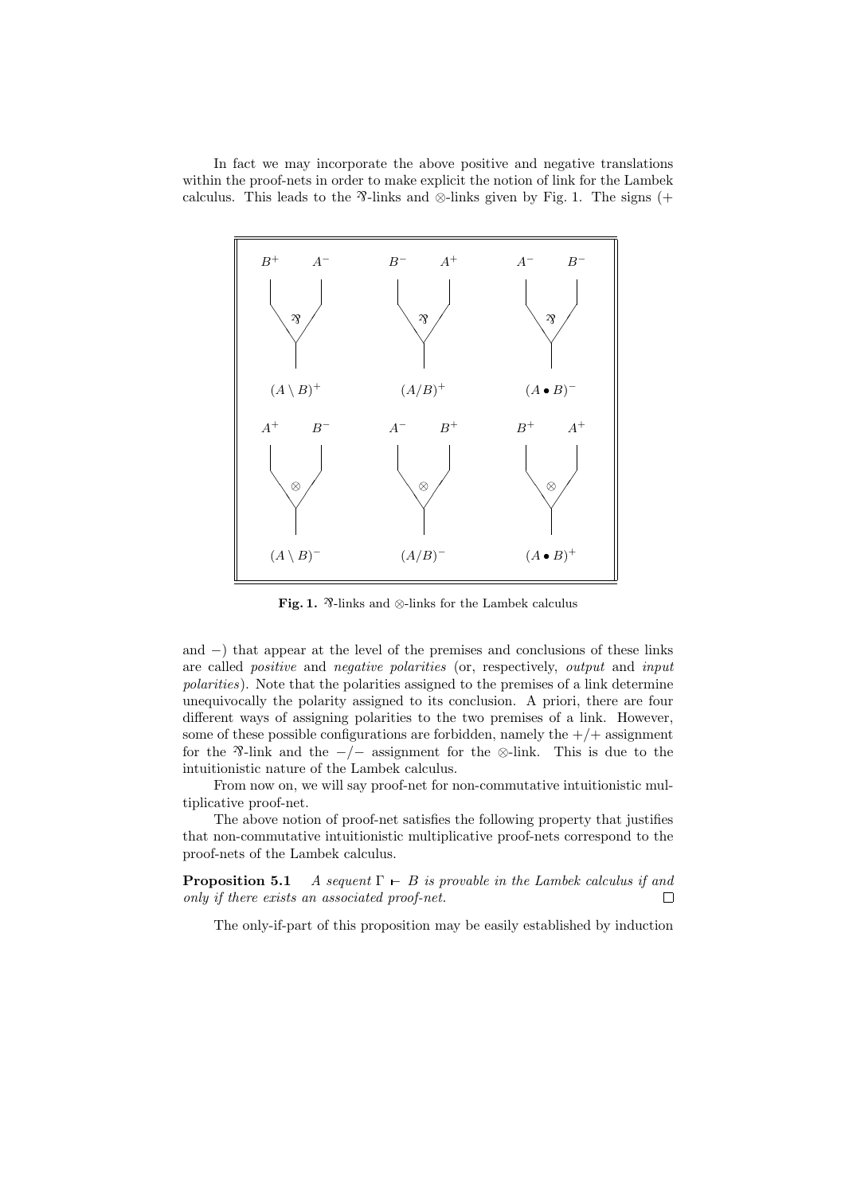In fact we may incorporate the above positive and negative translations within the proof-nets in order to make explicit the notion of link for the Lambek calculus. This leads to the ⅋-links and ⊗-links given by Fig. 1. The signs (+ and −) that appear at the level of the premises and conclusions of these links are called *positive* and *negative polarities* (or, respectively, *output* and *input polarities*). Note that the polarities assigned to the premises of a link determine unequivocally the polarity assigned to its conclusion. A priori, there are four different ways of assigning polarities to the two premises of a link. However, some of these possible configurations are forbidden, namely the $+/+$ assignment for the ⅋-link and the $-/-$ assignment for the ⊗-link. This is due to the intuitionistic nature of the Lambek calculus.

**Fig. 1.** ⅋-links and ⊗-links for the Lambek calculus

From now on, we will say proof-net for non-commutative intuitionistic multiplicative proof-net.

The above notion of proof-net satisfies the following property that justifies that non-commutative intuitionistic multiplicative proof-nets correspond to the proof-nets of the Lambek calculus.

**Proposition 5.1** *A sequent $\Gamma \vdash B$ is provable in the Lambek calculus if and only if there exists an associated proof-net.* □

The only-if-part of this proposition may be easily established by induction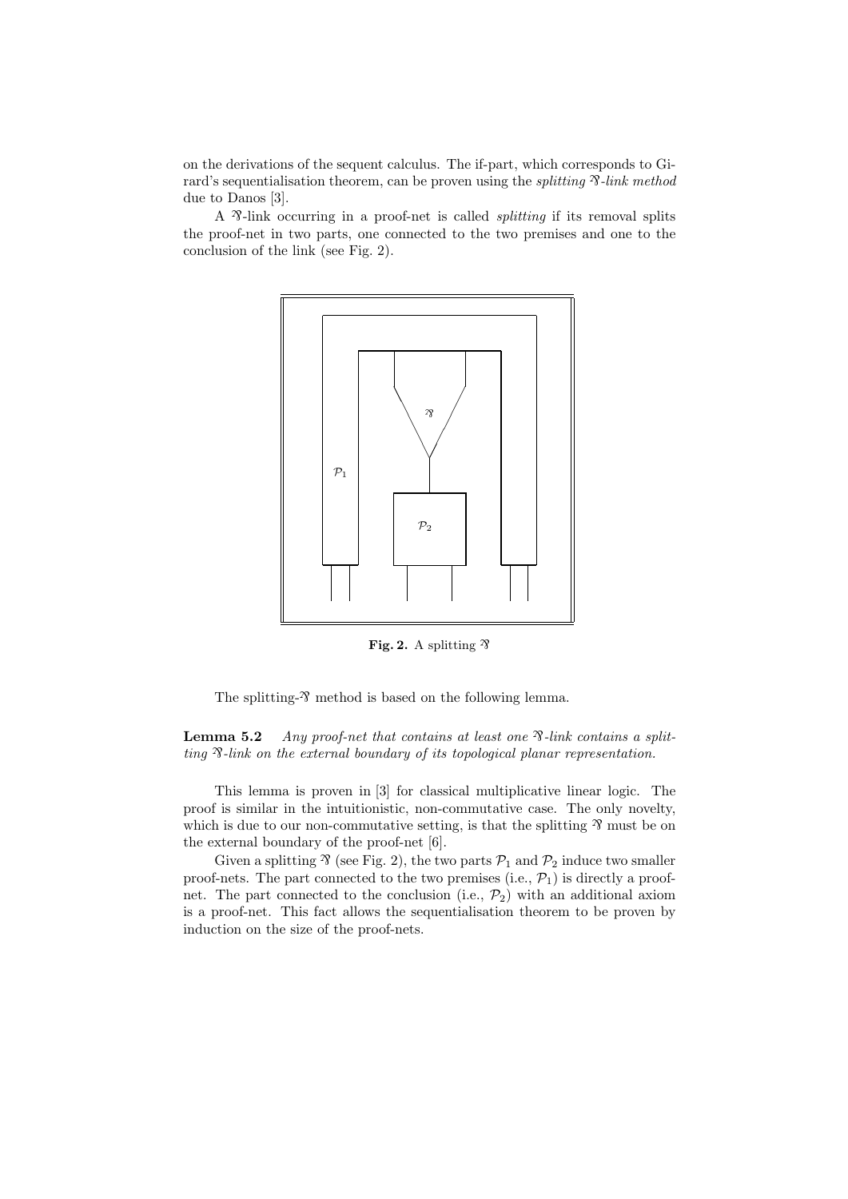on the derivations of the sequent calculus. The if-part, which corresponds to Girard's sequentialisation theorem, can be proven using the *splitting* ⅋*-link method* due to Danos [3].

A ⅋-link occurring in a proof-net is called *splitting* if its removal splits the proof-net in two parts, one connected to the two premises and one to the conclusion of the link (see Fig. 2).

**Fig. 2.** A splitting ⅋

The splitting-⅋ method is based on the following lemma.

**Lemma 5.2** *Any proof-net that contains at least one ⅋-link contains a splitting ⅋-link on the external boundary of its topological planar representation.*

This lemma is proven in [3] for classical multiplicative linear logic. The proof is similar in the intuitionistic, non-commutative case. The only novelty, which is due to our non-commutative setting, is that the splitting ⅋ must be on the external boundary of the proof-net [6].

Given a splitting ⅋ (see Fig. 2), the two parts $\mathcal{P}_1$ and $\mathcal{P}_2$ induce two smaller proof-nets. The part connected to the two premises (i.e., $\mathcal{P}_1$) is directly a proof-net. The part connected to the conclusion (i.e., $\mathcal{P}_2$) with an additional axiom is a proof-net. This fact allows the sequentialisation theorem to be proven by induction on the size of the proof-nets.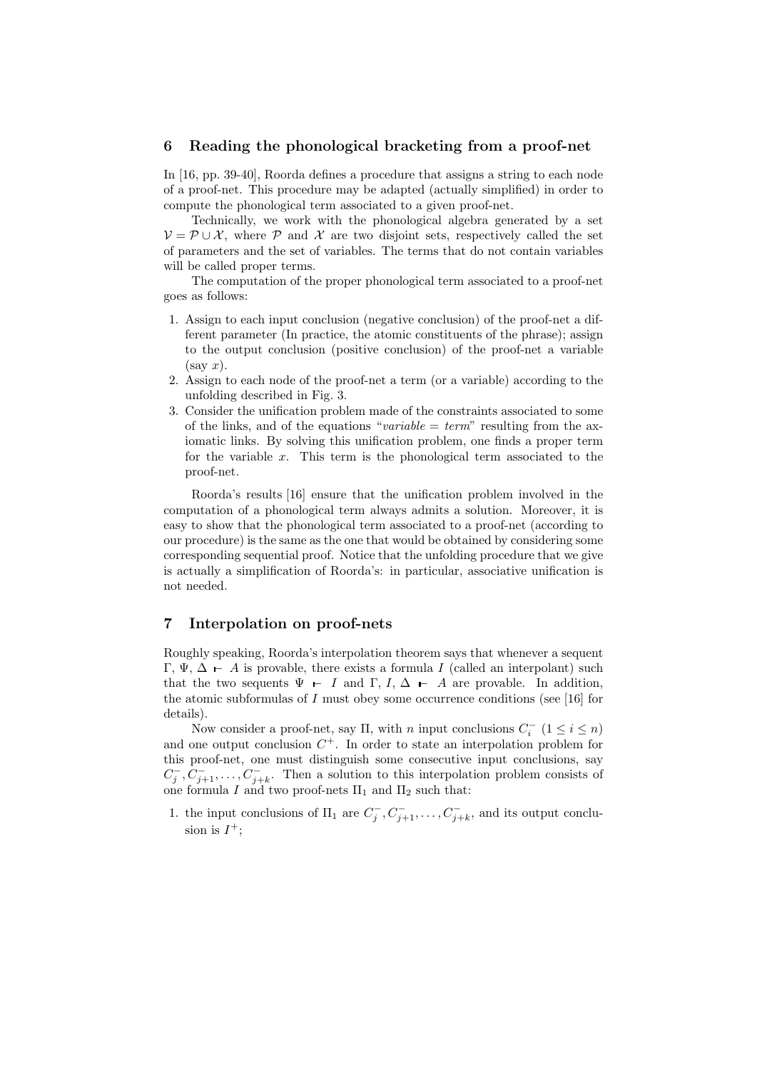## 6 Reading the phonological bracketing from a proof-net

In [16, pp. 39-40], Roorda defines a procedure that assigns a string to each node of a proof-net. This procedure may be adapted (actually simplified) in order to compute the phonological term associated to a given proof-net.

Technically, we work with the phonological algebra generated by a set $\mathcal{V} = \mathcal{P} \cup \mathcal{X}$, where $\mathcal{P}$ and $\mathcal{X}$ are two disjoint sets, respectively called the set of parameters and the set of variables. The terms that do not contain variables will be called proper terms.

The computation of the proper phonological term associated to a proof-net goes as follows:

1. Assign to each input conclusion (negative conclusion) of the proof-net a different parameter (In practice, the atomic constituents of the phrase); assign to the output conclusion (positive conclusion) of the proof-net a variable (say $x$).
2. Assign to each node of the proof-net a term (or a variable) according to the unfolding described in Fig. 3.
3. Consider the unification problem made of the constraints associated to some of the links, and of the equations "*variable* = *term*" resulting from the axiomatic links. By solving this unification problem, one finds a proper term for the variable $x$. This term is the phonological term associated to the proof-net.

Roorda's results [16] ensure that the unification problem involved in the computation of a phonological term always admits a solution. Moreover, it is easy to show that the phonological term associated to a proof-net (according to our procedure) is the same as the one that would be obtained by considering some corresponding sequential proof. Notice that the unfolding procedure that we give is actually a simplification of Roorda's: in particular, associative unification is not needed.

## 7 Interpolation on proof-nets

Roughly speaking, Roorda's interpolation theorem says that whenever a sequent $\Gamma,\, \Psi,\, \Delta \vdash A$ is provable, there exists a formula $I$ (called an interpolant) such that the two sequents $\Psi \vdash I$ and $\Gamma,\, I,\, \Delta \vdash A$ are provable. In addition, the atomic subformulas of $I$ must obey some occurrence conditions (see [16] for details).

Now consider a proof-net, say $\Pi$, with $n$ input conclusions $C_i^-$ $(1 \leq i \leq n)$ and one output conclusion $C^+$. In order to state an interpolation problem for this proof-net, one must distinguish some consecutive input conclusions, say $C_j^-, C_{j+1}^-, \ldots, C_{j+k}^-$. Then a solution to this interpolation problem consists of one formula $I$ and two proof-nets $\Pi_1$ and $\Pi_2$ such that:

1. the input conclusions of $\Pi_1$ are $C_j^-, C_{j+1}^-, \ldots, C_{j+k}^-$, and its output conclusion is $I^+$;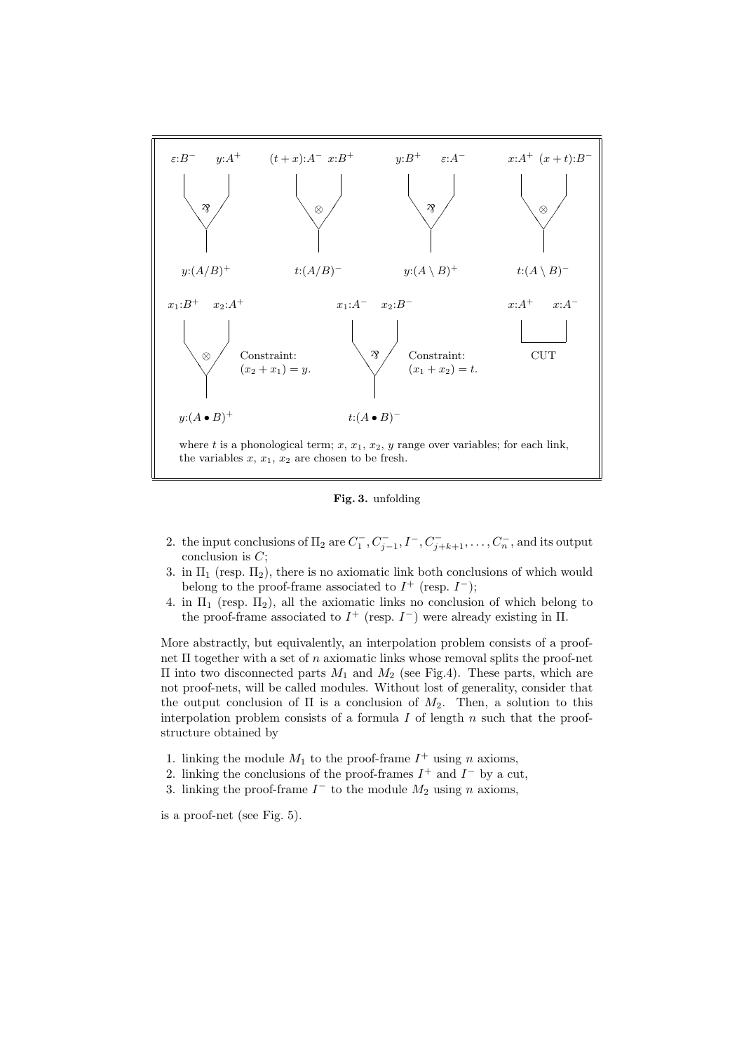$\varepsilon{:}B^-$ $y{:}A^+$ ⅋ $y{:}(A/B)^+$

$(t+x){:}A^-$ $x{:}B^+$ $\otimes$ $t{:}(A/B)^-$

$y{:}B^+$ $\varepsilon{:}A^-$ ⅋ $y{:}(A \setminus B)^+$

$x{:}A^+$ $(x+t){:}B^-$ $\otimes$ $t{:}(A \setminus B)^-$

$x_1{:}B^+$ $x_2{:}A^+$ $\otimes$ Constraint: $(x_2 + x_1) = y$. $y{:}(A \bullet B)^+$

$x_1{:}A^-$ $x_2{:}B^-$ ⅋ Constraint: $(x_1 + x_2) = t$. $t{:}(A \bullet B)^-$

$x{:}A^+$ $x{:}A^-$ CUT

where $t$ is a phonological term; $x$, $x_1$, $x_2$, $y$ range over variables; for each link, the variables $x$, $x_1$, $x_2$ are chosen to be fresh.

**Fig. 3.** unfolding

2. the input conclusions of $\Pi_2$ are $C_1^-, C_{j-1}^-, I^-, C_{j+k+1}^-, \ldots, C_n^-$, and its output conclusion is $C$;
3. in $\Pi_1$ (resp. $\Pi_2$), there is no axiomatic link both conclusions of which would belong to the proof-frame associated to $I^+$ (resp. $I^-$);
4. in $\Pi_1$ (resp. $\Pi_2$), all the axiomatic links no conclusion of which belong to the proof-frame associated to $I^+$ (resp. $I^-$) were already existing in $\Pi$.

More abstractly, but equivalently, an interpolation problem consists of a proof-net $\Pi$ together with a set of $n$ axiomatic links whose removal splits the proof-net $\Pi$ into two disconnected parts $M_1$ and $M_2$ (see Fig.4). These parts, which are not proof-nets, will be called modules. Without lost of generality, consider that the output conclusion of $\Pi$ is a conclusion of $M_2$. Then, a solution to this interpolation problem consists of a formula $I$ of length $n$ such that the proof-structure obtained by

1. linking the module $M_1$ to the proof-frame $I^+$ using $n$ axioms,
2. linking the conclusions of the proof-frames $I^+$ and $I^-$ by a cut,
3. linking the proof-frame $I^-$ to the module $M_2$ using $n$ axioms,

is a proof-net (see Fig. 5).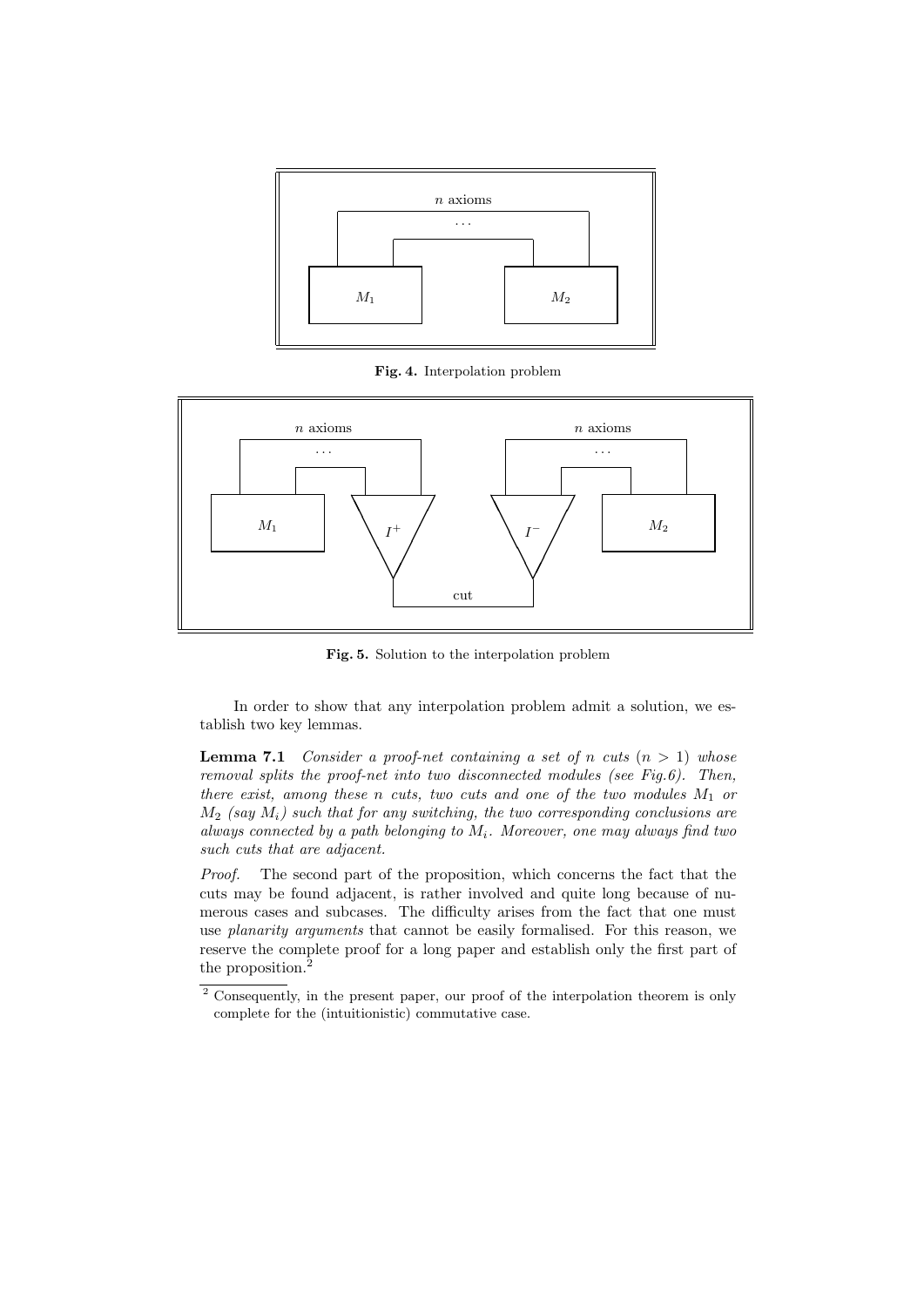Fig. 4. Interpolation problem

Fig. 5. Solution to the interpolation problem

In order to show that any interpolation problem admit a solution, we establish two key lemmas.

**Lemma 7.1** *Consider a proof-net containing a set of $n$ cuts ($n > 1$) whose removal splits the proof-net into two disconnected modules (see Fig.6). Then, there exist, among these $n$ cuts, two cuts and one of the two modules $M_1$ or $M_2$ (say $M_i$) such that for any switching, the two corresponding conclusions are always connected by a path belonging to $M_i$. Moreover, one may always find two such cuts that are adjacent.*

*Proof.* The second part of the proposition, which concerns the fact that the cuts may be found adjacent, is rather involved and quite long because of numerous cases and subcases. The difficulty arises from the fact that one must use *planarity arguments* that cannot be easily formalised. For this reason, we reserve the complete proof for a long paper and establish only the first part of the proposition.[2]

[2] Consequently, in the present paper, our proof of the interpolation theorem is only complete for the (intuitionistic) commutative case.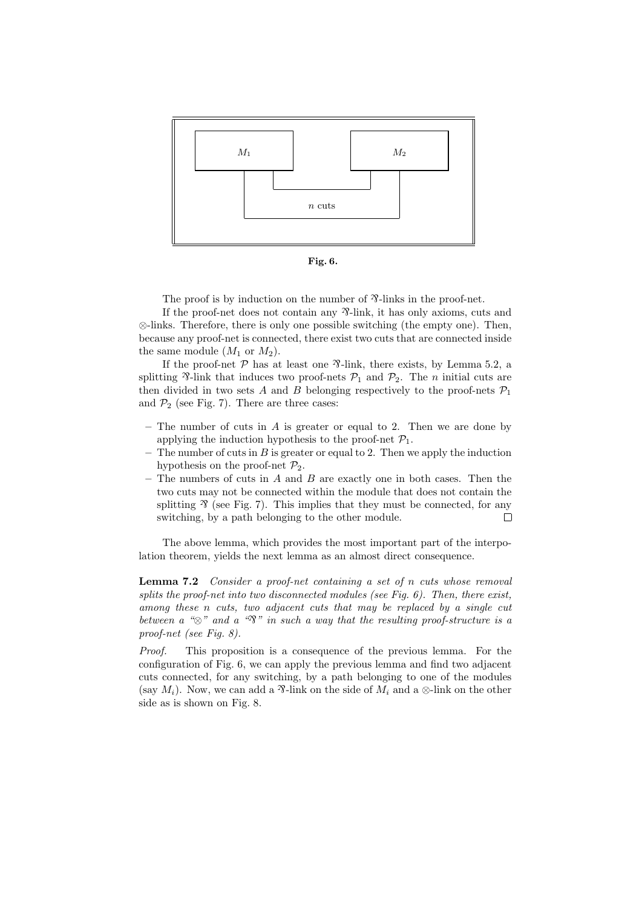Fig. 6.

The proof is by induction on the number of ⅋-links in the proof-net.

If the proof-net does not contain any ⅋-link, it has only axioms, cuts and ⊗-links. Therefore, there is only one possible switching (the empty one). Then, because any proof-net is connected, there exist two cuts that are connected inside the same module ($M_1$ or $M_2$).

If the proof-net $\mathcal{P}$ has at least one ⅋-link, there exists, by Lemma 5.2, a splitting ⅋-link that induces two proof-nets $\mathcal{P}_1$ and $\mathcal{P}_2$. The $n$ initial cuts are then divided in two sets $A$ and $B$ belonging respectively to the proof-nets $\mathcal{P}_1$ and $\mathcal{P}_2$ (see Fig. 7). There are three cases:

- The number of cuts in $A$ is greater or equal to 2. Then we are done by applying the induction hypothesis to the proof-net $\mathcal{P}_1$.
- The number of cuts in $B$ is greater or equal to 2. Then we apply the induction hypothesis on the proof-net $\mathcal{P}_2$.
- The numbers of cuts in $A$ and $B$ are exactly one in both cases. Then the two cuts may not be connected within the module that does not contain the splitting ⅋ (see Fig. 7). This implies that they must be connected, for any switching, by a path belonging to the other module. □

The above lemma, which provides the most important part of the interpolation theorem, yields the next lemma as an almost direct consequence.

**Lemma 7.2** *Consider a proof-net containing a set of $n$ cuts whose removal splits the proof-net into two disconnected modules (see Fig. 6). Then, there exist, among these $n$ cuts, two adjacent cuts that may be replaced by a single cut between a "⊗" and a "⅋" in such a way that the resulting proof-structure is a proof-net (see Fig. 8).*

*Proof.* This proposition is a consequence of the previous lemma. For the configuration of Fig. 6, we can apply the previous lemma and find two adjacent cuts connected, for any switching, by a path belonging to one of the modules (say $M_i$). Now, we can add a ⅋-link on the side of $M_i$ and a ⊗-link on the other side as is shown on Fig. 8.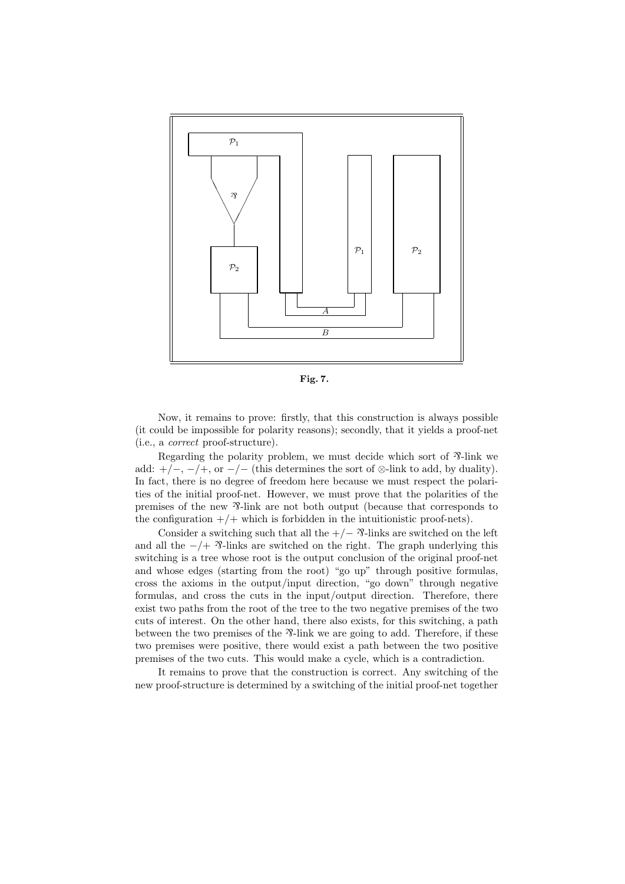Fig. 7.

Now, it remains to prove: firstly, that this construction is always possible (it could be impossible for polarity reasons); secondly, that it yields a proof-net (i.e., a *correct* proof-structure).

Regarding the polarity problem, we must decide which sort of ⅋-link we add: $+/-$, $-/+$, or $-/-$ (this determines the sort of $\otimes$-link to add, by duality). In fact, there is no degree of freedom here because we must respect the polarities of the initial proof-net. However, we must prove that the polarities of the premises of the new ⅋-link are not both output (because that corresponds to the configuration $+/+$ which is forbidden in the intuitionistic proof-nets).

Consider a switching such that all the $+/-$ ⅋-links are switched on the left and all the $-/+$ ⅋-links are switched on the right. The graph underlying this switching is a tree whose root is the output conclusion of the original proof-net and whose edges (starting from the root) "go up" through positive formulas, cross the axioms in the output/input direction, "go down" through negative formulas, and cross the cuts in the input/output direction. Therefore, there exist two paths from the root of the tree to the two negative premises of the two cuts of interest. On the other hand, there also exists, for this switching, a path between the two premises of the ⅋-link we are going to add. Therefore, if these two premises were positive, there would exist a path between the two positive premises of the two cuts. This would make a cycle, which is a contradiction.

It remains to prove that the construction is correct. Any switching of the new proof-structure is determined by a switching of the initial proof-net together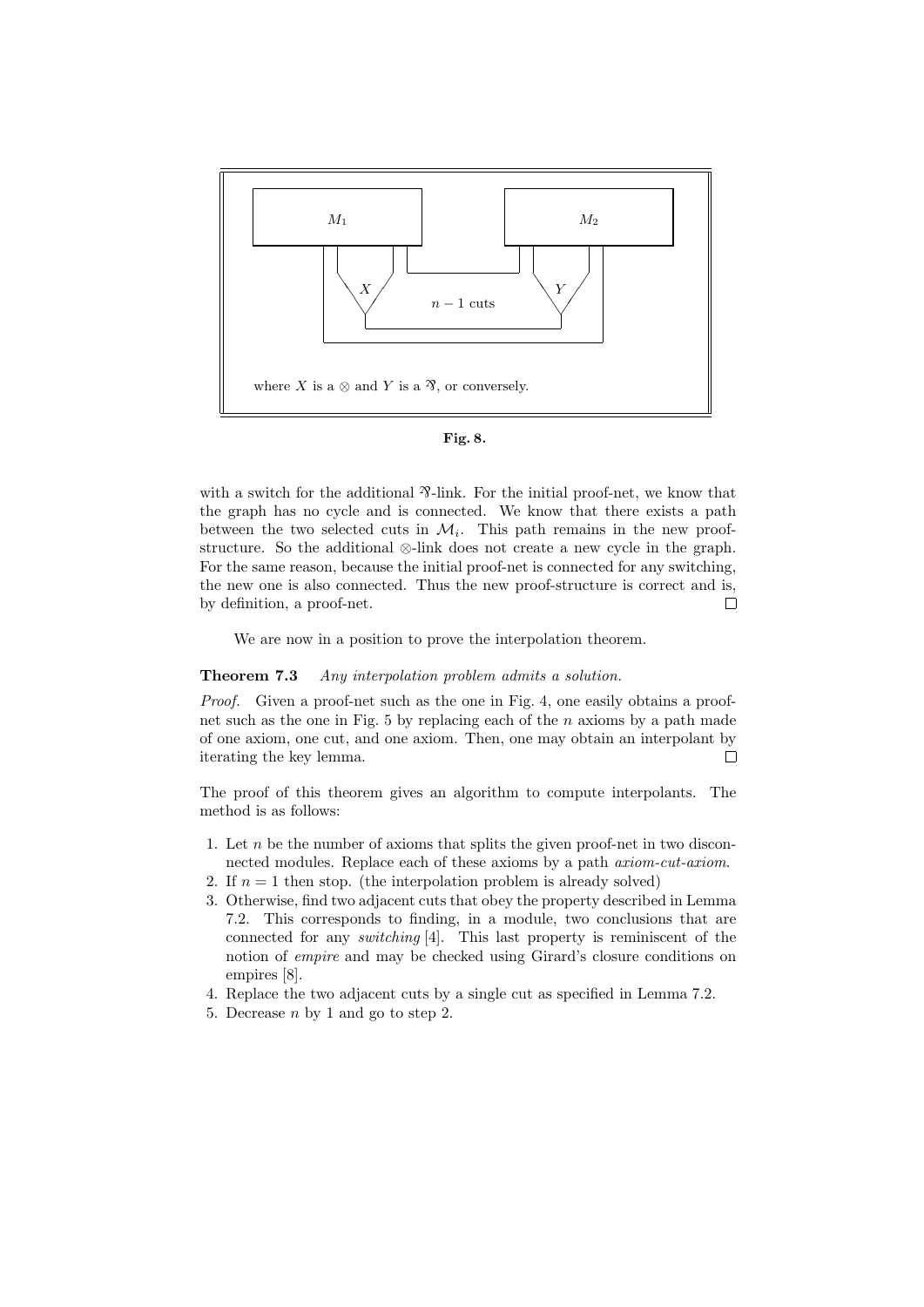$M_1$ $M_2$

$X$ $Y$

$n-1$ cuts

where $X$ is a $\otimes$ and $Y$ is a $⅋$, or conversely.

**Fig. 8.**

with a switch for the additional $⅋$-link. For the initial proof-net, we know that the graph has no cycle and is connected. We know that there exists a path between the two selected cuts in $\mathcal{M}_i$. This path remains in the new proof-structure. So the additional $\otimes$-link does not create a new cycle in the graph. For the same reason, because the initial proof-net is connected for any switching, the new one is also connected. Thus the new proof-structure is correct and is, by definition, a proof-net. □

We are now in a position to prove the interpolation theorem.

**Theorem 7.3** *Any interpolation problem admits a solution.*

*Proof.* Given a proof-net such as the one in Fig. 4, one easily obtains a proof-net such as the one in Fig. 5 by replacing each of the $n$ axioms by a path made of one axiom, one cut, and one axiom. Then, one may obtain an interpolant by iterating the key lemma. □

The proof of this theorem gives an algorithm to compute interpolants. The method is as follows:

1. Let $n$ be the number of axioms that splits the given proof-net in two disconnected modules. Replace each of these axioms by a path *axiom-cut-axiom*.
2. If $n = 1$ then stop. (the interpolation problem is already solved)
3. Otherwise, find two adjacent cuts that obey the property described in Lemma 7.2. This corresponds to finding, in a module, two conclusions that are connected for any *switching* [4]. This last property is reminiscent of the notion of *empire* and may be checked using Girard's closure conditions on empires [8].
4. Replace the two adjacent cuts by a single cut as specified in Lemma 7.2.
5. Decrease $n$ by 1 and go to step 2.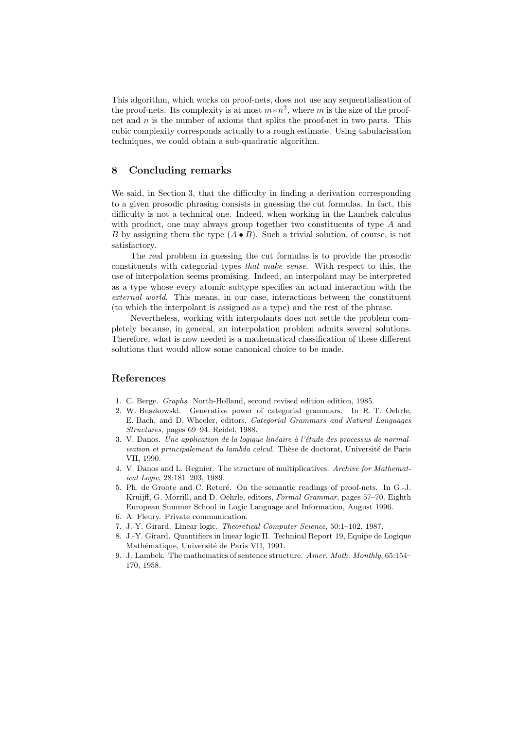This algorithm, which works on proof-nets, does not use any sequentialisation of the proof-nets. Its complexity is at most $m * n^2$, where $m$ is the size of the proof-net and $n$ is the number of axioms that splits the proof-net in two parts. This cubic complexity corresponds actually to a rough estimate. Using tabularisation techniques, we could obtain a sub-quadratic algorithm.

## 8 Concluding remarks

We said, in Section 3, that the difficulty in finding a derivation corresponding to a given prosodic phrasing consists in guessing the cut formulas. In fact, this difficulty is not a technical one. Indeed, when working in the Lambek calculus with product, one may always group together two constituents of type $A$ and $B$ by assigning them the type $(A \bullet B)$. Such a trivial solution, of course, is not satisfactory.

The real problem in guessing the cut formulas is to provide the prosodic constituents with categorial types *that make sense*. With respect to this, the use of interpolation seems promising. Indeed, an interpolant may be interpreted as a type whose every atomic subtype specifies an actual interaction with the *external world*. This means, in our case, interactions between the constituent (to which the interpolant is assigned as a type) and the rest of the phrase.

Nevertheless, working with interpolants does not settle the problem completely because, in general, an interpolation problem admits several solutions. Therefore, what is now needed is a mathematical classification of these different solutions that would allow some canonical choice to be made.

## References

1. C. Berge. *Graphs*. North-Holland, second revised edition edition, 1985.
2. W. Buszkowski. Generative power of categorial grammars. In R. T. Oehrle, E. Bach, and D. Wheeler, editors, *Categorial Grammars and Natural Languages Structures*, pages 69–94. Reidel, 1988.
3. V. Danos. *Une application de la logique linéaire à l'étude des processus de normalisation et principalement du lambda calcul*. Thèse de doctorat, Université de Paris VII, 1990.
4. V. Danos and L. Regnier. The structure of multiplicatives. *Archive for Mathematical Logic*, 28:181–203, 1989.
5. Ph. de Groote and C. Retoré. On the semantic readings of proof-nets. In G.-J. Kruijff, G. Morrill, and D. Oehrle, editors, *Formal Grammar*, pages 57–70. Eighth European Summer School in Logic Language and Information, August 1996.
6. A. Fleury. Private communication.
7. J.-Y. Girard. Linear logic. *Theoretical Computer Science*, 50:1–102, 1987.
8. J.-Y. Girard. Quantifiers in linear logic II. Technical Report 19, Equipe de Logique Mathématique, Université de Paris VII, 1991.
9. J. Lambek. The mathematics of sentence structure. *Amer. Math. Monthly*, 65:154–170, 1958.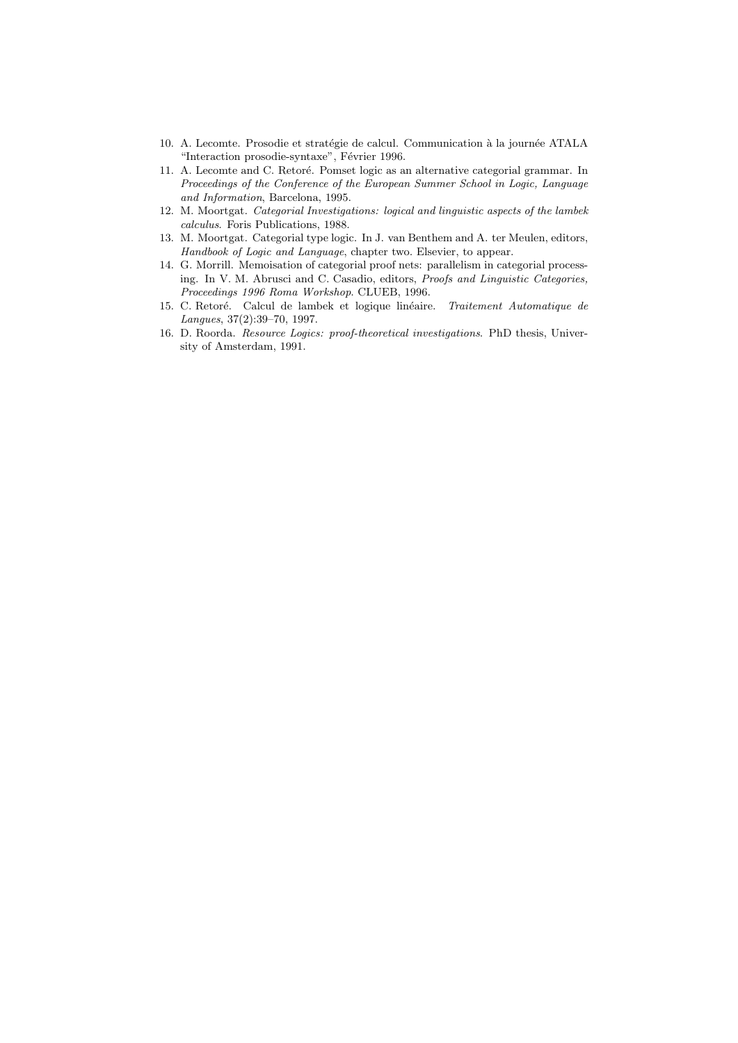10. A. Lecomte. Prosodie et stratégie de calcul. Communication à la journée ATALA "Interaction prosodie-syntaxe", Février 1996.
11. A. Lecomte and C. Retoré. Pomset logic as an alternative categorial grammar. In *Proceedings of the Conference of the European Summer School in Logic, Language and Information*, Barcelona, 1995.
12. M. Moortgat. *Categorial Investigations: logical and linguistic aspects of the lambek calculus*. Foris Publications, 1988.
13. M. Moortgat. Categorial type logic. In J. van Benthem and A. ter Meulen, editors, *Handbook of Logic and Language*, chapter two. Elsevier, to appear.
14. G. Morrill. Memoisation of categorial proof nets: parallelism in categorial processing. In V. M. Abrusci and C. Casadio, editors, *Proofs and Linguistic Categories, Proceedings 1996 Roma Workshop*. CLUEB, 1996.
15. C. Retoré. Calcul de lambek et logique linéaire. *Traitement Automatique de Langues*, 37(2):39–70, 1997.
16. D. Roorda. *Resource Logics: proof-theoretical investigations*. PhD thesis, University of Amsterdam, 1991.